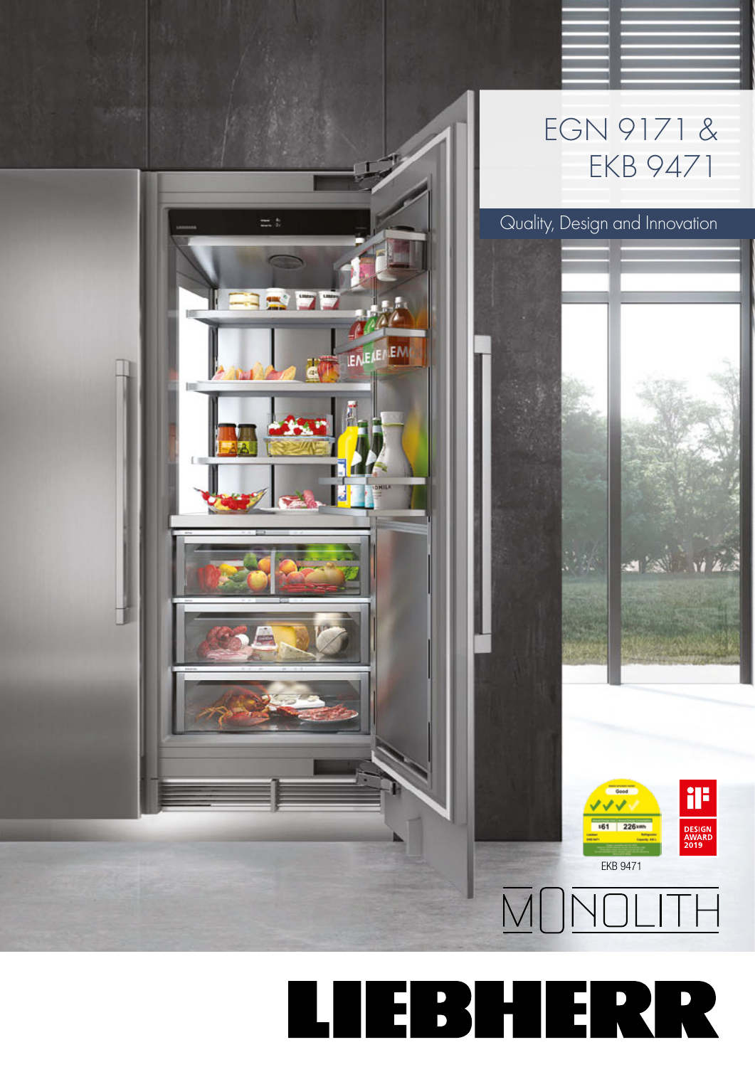# EGN 9171 & EKB 9471

Quality, Design and Innovation

EKB 9471

MONOLITH

LIEBHERR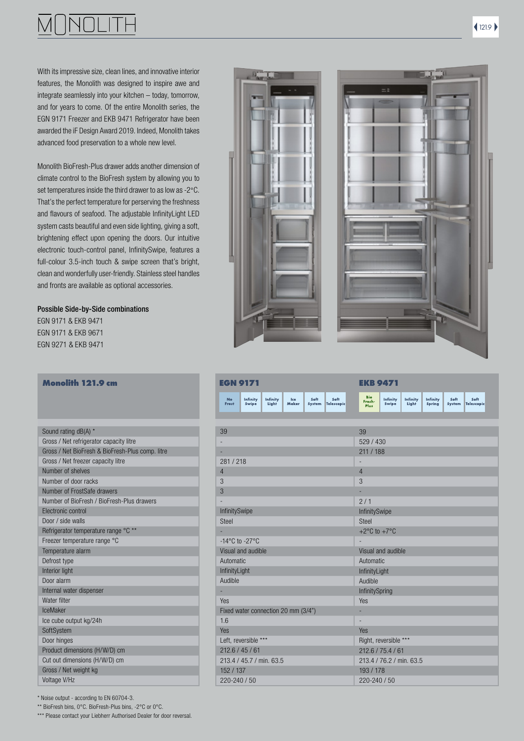# MONOLITH

With its impressive size, clean lines, and innovative interior features, the Monolith was designed to inspire awe and integrate seamlessly into your kitchen – today, tomorrow, and for years to come. Of the entire Monolith series, the EGN 9171 Freezer and EKB 9471 Refrigerator have been awarded the iF Design Award 2019. Indeed, Monolith takes advanced food preservation to a whole new level.

Monolith BioFresh-Plus drawer adds another dimension of climate control to the BioFresh system by allowing you to set temperatures inside the third drawer to as low as -2°C. That's the perfect temperature for perserving the freshness and flavours of seafood. The adjustable InfinityLight LED system casts beautiful and even side lighting, giving a soft, brightening effect upon opening the doors. Our intuitive electronic touch-control panel, InfinitySwipe, features a full-colour 3.5-inch touch & swipe screen that's bright, clean and wonderfully user-friendly. Stainless steel handles and fronts are available as optional accessories.

**Possible Side-by-Side combinations**

EGN 9171 & EKB 9471
EGN 9171 & EKB 9671
EGN 9271 & EKB 9471

| Monolith 121.9 cm | EGN 9171 | EKB 9471 |
|---|---|---|
| | No Frost, Infinity Swipe, Infinity Light, Ice Maker, Soft System, Soft Telescopic | Bio Fresh-Plus, Infinity Swipe, Infinity Light, Infinity Spring, Soft System, Soft Telescopic |
| Sound rating dB(A) * | 39 | 39 |
| Gross / Net refrigerator capacity litre | - | 529 / 430 |
| Gross / Net BioFresh & BioFresh-Plus comp. litre | - | 211 / 188 |
| Gross / Net freezer capacity litre | 281 / 218 | - |
| Number of shelves | 4 | 4 |
| Number of door racks | 3 | 3 |
| Number of FrostSafe drawers | 3 | - |
| Number of BioFresh / BioFresh-Plus drawers | - | 2 / 1 |
| Electronic control | InfinitySwipe | InfinitySwipe |
| Door / side walls | Steel | Steel |
| Refrigerator temperature range °C ** | - | +2°C to +7°C |
| Freezer temperature range °C | -14°C to -27°C | - |
| Temperature alarm | Visual and audible | Visual and audible |
| Defrost type | Automatic | Automatic |
| Interior light | InfinityLight | InfinityLight |
| Door alarm | Audible | Audible |
| Internal water dispenser | - | InfinitySpring |
| Water filter | Yes | Yes |
| IceMaker | Fixed water connection 20 mm (3/4") | - |
| Ice cube output kg/24h | 1.6 | - |
| SoftSystem | Yes | Yes |
| Door hinges | Left, reversible *** | Right, reversible *** |
| Product dimensions (H/W/D) cm | 212.6 / 45 / 61 | 212.6 / 75.4 / 61 |
| Cut out dimensions (H/W/D) cm | 213.4 / 45.7 / min. 63.5 | 213.4 / 76.2 / min. 63.5 |
| Gross / Net weight kg | 152 / 137 | 193 / 178 |
| Voltage V/Hz | 220-240 / 50 | 220-240 / 50 |

* Noise output - according to EN 60704-3.
** BioFresh bins, 0°C. BioFresh-Plus bins, -2°C or 0°C.
*** Please contact your Liebherr Authorised Dealer for door reversal.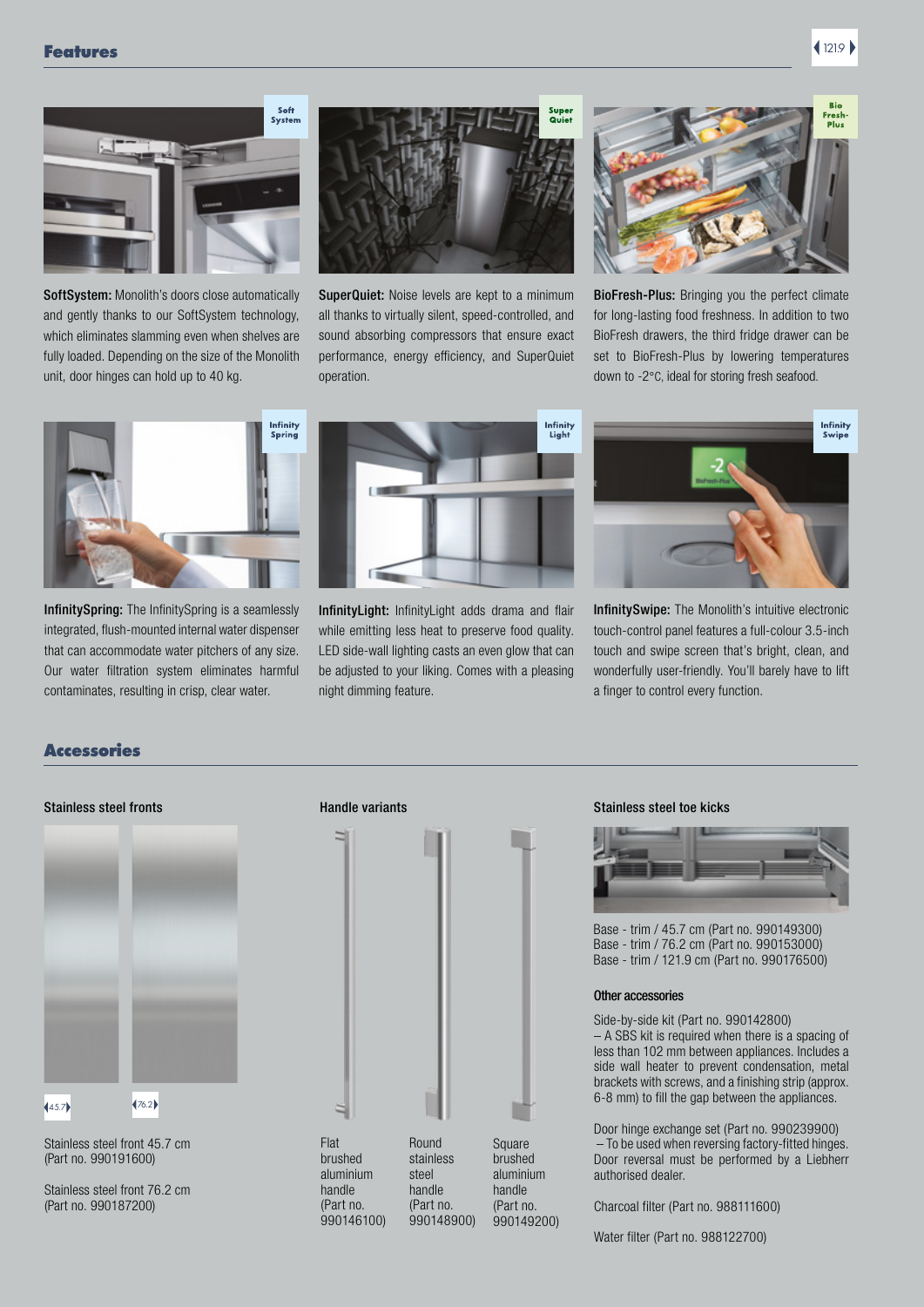## Features

**SoftSystem:** Monolith's doors close automatically and gently thanks to our SoftSystem technology, which eliminates slamming even when shelves are fully loaded. Depending on the size of the Monolith unit, door hinges can hold up to 40 kg.

**SuperQuiet:** Noise levels are kept to a minimum all thanks to virtually silent, speed-controlled, and sound absorbing compressors that ensure exact performance, energy efficiency, and SuperQuiet operation.

**BioFresh-Plus:** Bringing you the perfect climate for long-lasting food freshness. In addition to two BioFresh drawers, the third fridge drawer can be set to BioFresh-Plus by lowering temperatures down to -2°C, ideal for storing fresh seafood.

**InfinitySpring:** The InfinitySpring is a seamlessly integrated, flush-mounted internal water dispenser that can accommodate water pitchers of any size. Our water filtration system eliminates harmful contaminates, resulting in crisp, clear water.

**InfinityLight:** InfinityLight adds drama and flair while emitting less heat to preserve food quality. LED side-wall lighting casts an even glow that can be adjusted to your liking. Comes with a pleasing night dimming feature.

**InfinitySwipe:** The Monolith's intuitive electronic touch-control panel features a full-colour 3.5-inch touch and swipe screen that's bright, clean, and wonderfully user-friendly. You'll barely have to lift a finger to control every function.

## Accessories

### Stainless steel fronts

45.7 | 76.2

Stainless steel front 45.7 cm (Part no. 990191600)

Stainless steel front 76.2 cm (Part no. 990187200)

### Handle variants

Flat brushed aluminium handle (Part no. 990146100)

Round stainless steel handle (Part no. 990148900)

Square brushed aluminium handle (Part no. 990149200)

### Stainless steel toe kicks

Base - trim / 45.7 cm (Part no. 990149300)
Base - trim / 76.2 cm (Part no. 990153000)
Base - trim / 121.9 cm (Part no. 990176500)

### Other accessories

Side-by-side kit (Part no. 990142800)
– A SBS kit is required when there is a spacing of less than 102 mm between appliances. Includes a side wall heater to prevent condensation, metal brackets with screws, and a finishing strip (approx. 6-8 mm) to fill the gap between the appliances.

Door hinge exchange set (Part no. 990239900)
– To be used when reversing factory-fitted hinges. Door reversal must be performed by a Liebherr authorised dealer.

Charcoal filter (Part no. 988111600)

Water filter (Part no. 988122700)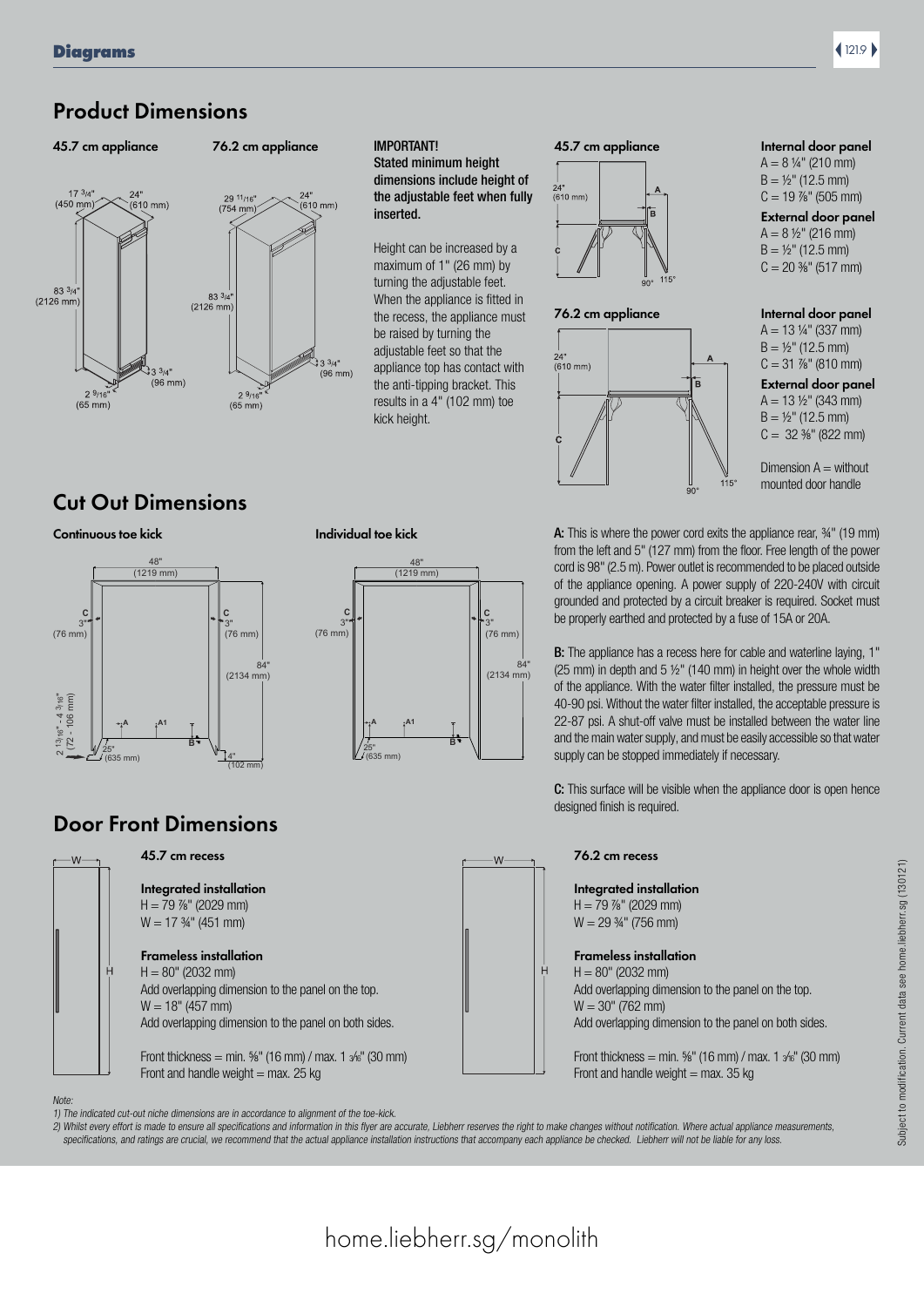## Product Dimensions

### 45.7 cm appliance

17 3/4" (450 mm)
24" (610 mm)
83 3/4" (2126 mm)
3 3/4" (96 mm)
2 9/16" (65 mm)

### 76.2 cm appliance

29 11/16" (754 mm)
24" (610 mm)
83 3/4" (2126 mm)
3 3/4" (96 mm)
2 9/16" (65 mm)

**IMPORTANT!**
**Stated minimum height dimensions include height of the adjustable feet when fully inserted.**

Height can be increased by a maximum of 1" (26 mm) by turning the adjustable feet. When the appliance is fitted in the recess, the appliance must be raised by turning the adjustable feet so that the appliance top has contact with the anti-tipping bracket. This results in a 4" (102 mm) toe kick height.

### 45.7 cm appliance

24" (610 mm)
A
B
C
90°
115°

**Internal door panel**
A = 8 ¼" (210 mm)
B = ½" (12.5 mm)
C = 19 ⅞" (505 mm)

**External door panel**
A = 8 ½" (216 mm)
B = ½" (12.5 mm)
C = 20 ⅜" (517 mm)

### 76.2 cm appliance

24" (610 mm)
A
B
C
90°
115°

**Internal door panel**
A = 13 ¼" (337 mm)
B = ½" (12.5 mm)
C = 31 ⅞" (810 mm)

**External door panel**
A = 13 ½" (343 mm)
B = ½" (12.5 mm)
C = 32 ⅜" (822 mm)

Dimension A = without mounted door handle

## Cut Out Dimensions

### Continuous toe kick

48" (1219 mm)
C 3" (76 mm)
C 3" (76 mm)
84" (2134 mm)
2 13/16" - 4 3/16" (72 - 106 mm)
A
A1
B
25" (635 mm)
4" (102 mm)

### Individual toe kick

48" (1219 mm)
C 3" (76 mm)
C 3" (76 mm)
84" (2134 mm)
A
A1
B
25" (635 mm)

**A:** This is where the power cord exits the appliance rear, ¾" (19 mm) from the left and 5" (127 mm) from the floor. Free length of the power cord is 98" (2.5 m). Power outlet is recommended to be placed outside of the appliance opening. A power supply of 220-240V with circuit grounded and protected by a circuit breaker is required. Socket must be properly earthed and protected by a fuse of 15A or 20A.

**B:** The appliance has a recess here for cable and waterline laying, 1" (25 mm) in depth and 5 ½" (140 mm) in height over the whole width of the appliance. With the water filter installed, the pressure must be 40-90 psi. Without the water filter installed, the acceptable pressure is 22-87 psi. A shut-off valve must be installed between the water line and the main water supply, and must be easily accessible so that water supply can be stopped immediately if necessary.

**C:** This surface will be visible when the appliance door is open hence designed finish is required.

## Door Front Dimensions

### 45.7 cm recess

W
H

**Integrated installation**
H = 79 ⅞" (2029 mm)
W = 17 ¾" (451 mm)

**Frameless installation**
H = 80" (2032 mm)
Add overlapping dimension to the panel on the top.
W = 18" (457 mm)
Add overlapping dimension to the panel on both sides.

Front thickness = min. ⅝" (16 mm) / max. 1 3/16" (30 mm)
Front and handle weight = max. 25 kg

### 76.2 cm recess

W
H

**Integrated installation**
H = 79 ⅞" (2029 mm)
W = 29 ¾" (756 mm)

**Frameless installation**
H = 80" (2032 mm)
Add overlapping dimension to the panel on the top.
W = 30" (762 mm)
Add overlapping dimension to the panel on both sides.

Front thickness = min. ⅝" (16 mm) / max. 1 3/16" (30 mm)
Front and handle weight = max. 35 kg

*Note:*
*1) The indicated cut-out niche dimensions are in accordance to alignment of the toe-kick.*
*2) Whilst every effort is made to ensure all specifications and information in this flyer are accurate, Liebherr reserves the right to make changes without notification. Where actual appliance measurements, specifications, and ratings are crucial, we recommend that the actual appliance installation instructions that accompany each appliance be checked. Liebherr will not be liable for any loss.*

Subject to modification. Current data see home.liebherr.sg (130121)

home.liebherr.sg/monolith